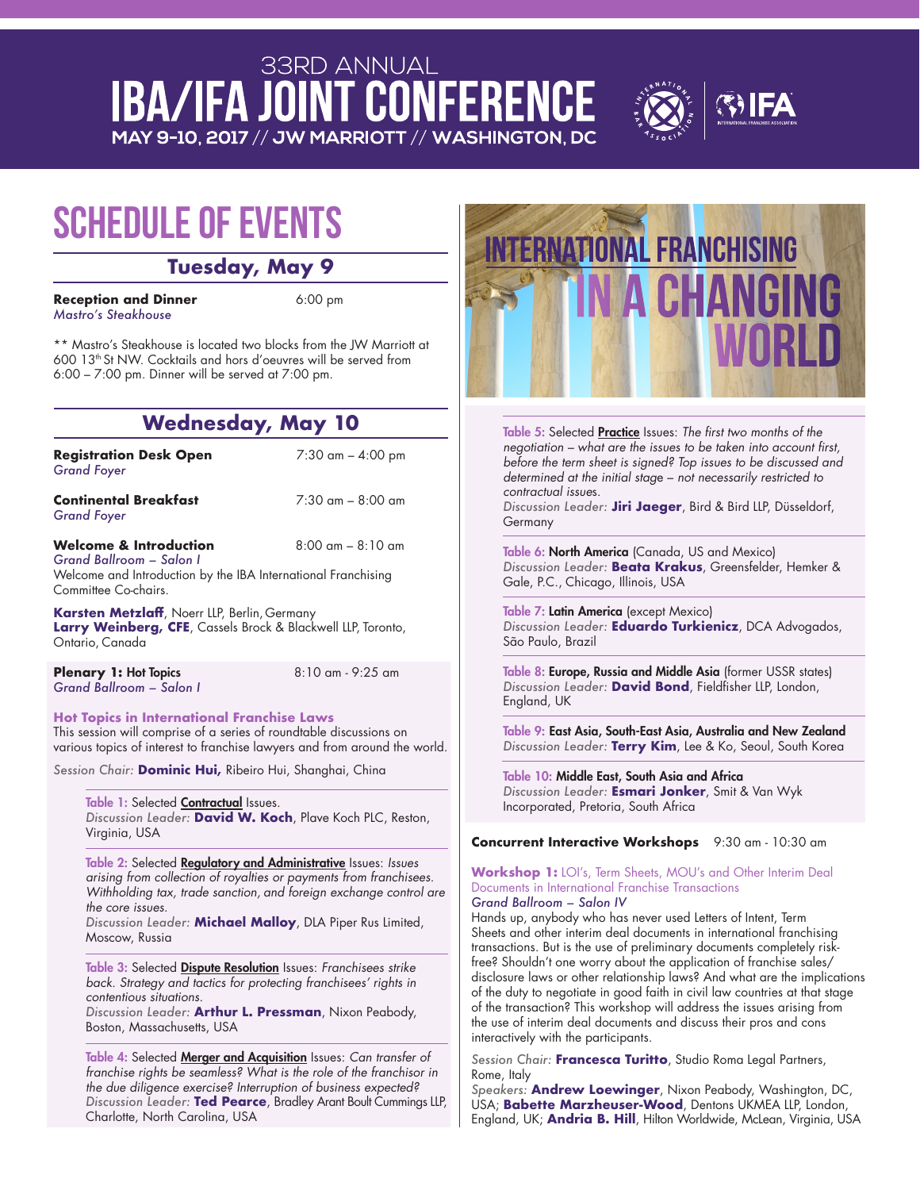# 33RD ANNUAL IBA/IFA JOINT CONFERENCE

**MAY 9-10, 2017 // JW MARRIOTT // WASHINGTON, DC**

# SCHEDULE OF EVENTS

## Tuesday, May 9

**Reception and Dinner** 6:00 pm
*Mastro's Steakhouse*

** Mastro's Steakhouse is located two blocks from the JW Marriott at 600 13th St NW. Cocktails and hors d'oeuvres will be served from 6:00 – 7:00 pm. Dinner will be served at 7:00 pm.

## Wednesday, May 10

**Registration Desk Open** 7:30 am – 4:00 pm
*Grand Foyer*

**Continental Breakfast** 7:30 am – 8:00 am
*Grand Foyer*

**Welcome & Introduction** 8:00 am – 8:10 am
*Grand Ballroom – Salon I*
Welcome and Introduction by the IBA International Franchising Committee Co-chairs.

**Karsten Metzlaff**, Noerr LLP, Berlin, Germany
**Larry Weinberg, CFE**, Cassels Brock & Blackwell LLP, Toronto, Ontario, Canada

**Plenary 1: Hot Topics** 8:10 am - 9:25 am
*Grand Ballroom – Salon I*

**Hot Topics in International Franchise Laws**
This session will comprise of a series of roundtable discussions on various topics of interest to franchise lawyers and from around the world.

*Session Chair:* **Dominic Hui,** Ribeiro Hui, Shanghai, China

Table 1: Selected Contractual Issues.
*Discussion Leader:* **David W. Koch**, Plave Koch PLC, Reston, Virginia, USA

Table 2: Selected Regulatory and Administrative Issues: *Issues arising from collection of royalties or payments from franchisees. Withholding tax, trade sanction, and foreign exchange control are the core issues.*
*Discussion Leader:* **Michael Malloy**, DLA Piper Rus Limited, Moscow, Russia

Table 3: Selected Dispute Resolution Issues: *Franchisees strike back. Strategy and tactics for protecting franchisees' rights in contentious situations.*
*Discussion Leader:* **Arthur L. Pressman**, Nixon Peabody, Boston, Massachusetts, USA

Table 4: Selected Merger and Acquisition Issues: *Can transfer of franchise rights be seamless? What is the role of the franchisor in the due diligence exercise? Interruption of business expected?*
*Discussion Leader:* **Ted Pearce**, Bradley Arant Boult Cummings LLP, Charlotte, North Carolina, USA

# INTERNATIONAL FRANCHISING IN A CHANGING WORLD

Table 5: Selected Practice Issues: *The first two months of the negotiation – what are the issues to be taken into account first, before the term sheet is signed? Top issues to be discussed and determined at the initial stage – not necessarily restricted to contractual issues.*
*Discussion Leader:* **Jiri Jaeger**, Bird & Bird LLP, Düsseldorf, Germany

Table 6: **North America** (Canada, US and Mexico)
*Discussion Leader:* **Beata Krakus**, Greensfelder, Hemker & Gale, P.C., Chicago, Illinois, USA

Table 7: **Latin America** (except Mexico)
*Discussion Leader:* **Eduardo Turkienicz**, DCA Advogados, São Paulo, Brazil

Table 8: **Europe, Russia and Middle Asia** (former USSR states)
*Discussion Leader:* **David Bond**, Fieldfisher LLP, London, England, UK

Table 9: **East Asia, South-East Asia, Australia and New Zealand**
*Discussion Leader:* **Terry Kim**, Lee & Ko, Seoul, South Korea

Table 10: **Middle East, South Asia and Africa**
*Discussion Leader:* **Esmari Jonker**, Smit & Van Wyk Incorporated, Pretoria, South Africa

**Concurrent Interactive Workshops** 9:30 am - 10:30 am

**Workshop 1:** LOI's, Term Sheets, MOU's and Other Interim Deal Documents in International Franchise Transactions
*Grand Ballroom – Salon IV*
Hands up, anybody who has never used Letters of Intent, Term Sheets and other interim deal documents in international franchising transactions. But is the use of preliminary documents completely risk-free? Shouldn't one worry about the application of franchise sales/disclosure laws or other relationship laws? And what are the implications of the duty to negotiate in good faith in civil law countries at that stage of the transaction? This workshop will address the issues arising from the use of interim deal documents and discuss their pros and cons interactively with the participants.

*Session Chair:* **Francesca Turitto**, Studio Roma Legal Partners, Rome, Italy
*Speakers:* **Andrew Loewinger**, Nixon Peabody, Washington, DC, USA; **Babette Marzheuser-Wood**, Dentons UKMEA LLP, London, England, UK; **Andria B. Hill**, Hilton Worldwide, McLean, Virginia, USA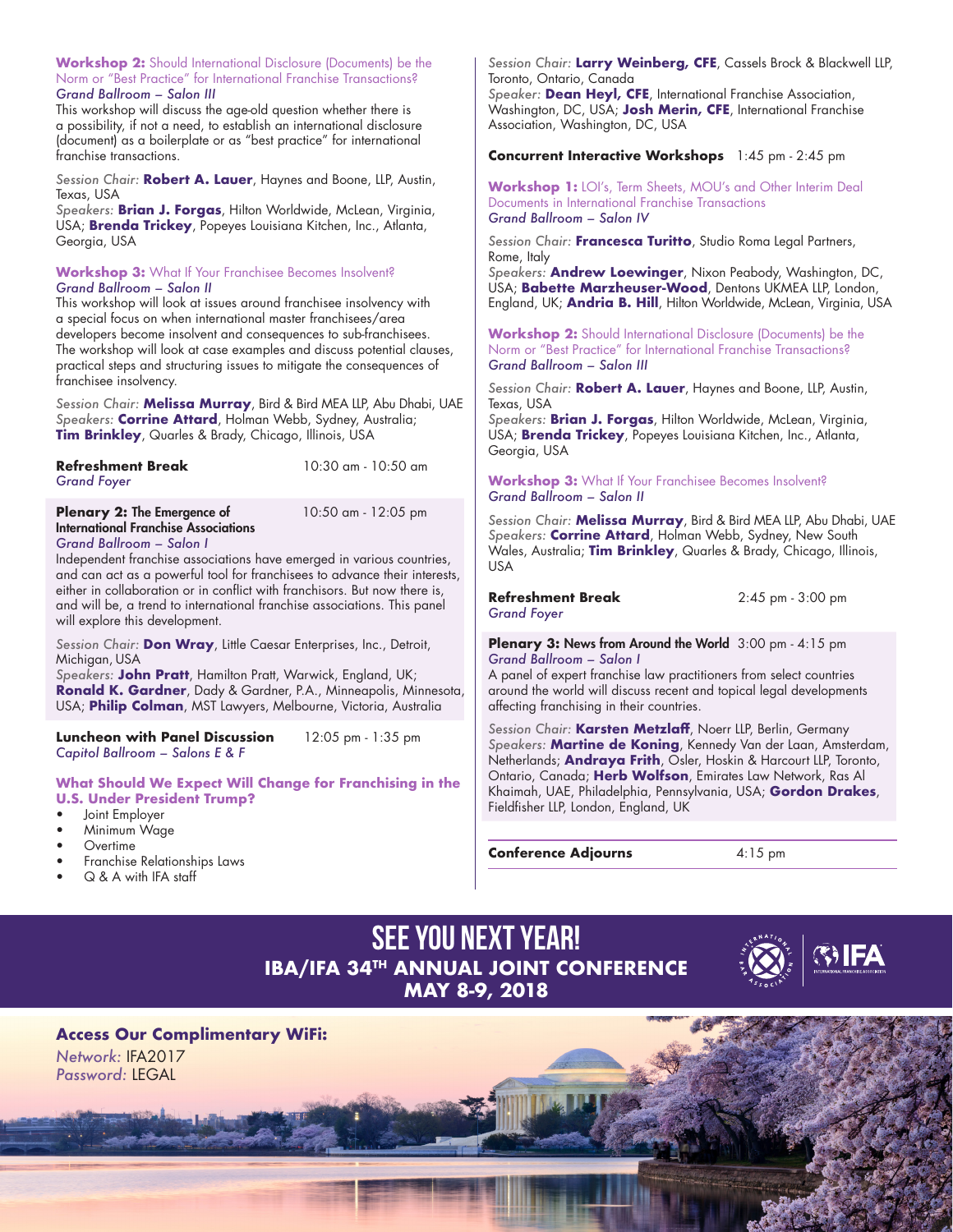**Workshop 2:** Should International Disclosure (Documents) be the Norm or "Best Practice" for International Franchise Transactions?
*Grand Ballroom – Salon III*

This workshop will discuss the age-old question whether there is a possibility, if not a need, to establish an international disclosure (document) as a boilerplate or as "best practice" for international franchise transactions.

*Session Chair:* **Robert A. Lauer**, Haynes and Boone, LLP, Austin, Texas, USA
*Speakers:* **Brian J. Forgas**, Hilton Worldwide, McLean, Virginia, USA; **Brenda Trickey**, Popeyes Louisiana Kitchen, Inc., Atlanta, Georgia, USA

**Workshop 3:** What If Your Franchisee Becomes Insolvent?
*Grand Ballroom – Salon II*

This workshop will look at issues around franchisee insolvency with a special focus on when international master franchisees/area developers become insolvent and consequences to sub-franchisees. The workshop will look at case examples and discuss potential clauses, practical steps and structuring issues to mitigate the consequences of franchisee insolvency.

*Session Chair:* **Melissa Murray**, Bird & Bird MEA LLP, Abu Dhabi, UAE
*Speakers:* **Corrine Attard**, Holman Webb, Sydney, Australia; **Tim Brinkley**, Quarles & Brady, Chicago, Illinois, USA

**Refreshment Break** 10:30 am - 10:50 am
*Grand Foyer*

**Plenary 2: The Emergence of International Franchise Associations** 10:50 am - 12:05 pm
*Grand Ballroom – Salon I*

Independent franchise associations have emerged in various countries, and can act as a powerful tool for franchisees to advance their interests, either in collaboration or in conflict with franchisors. But now there is, and will be, a trend to international franchise associations. This panel will explore this development.

*Session Chair:* **Don Wray**, Little Caesar Enterprises, Inc., Detroit, Michigan, USA
*Speakers:* **John Pratt**, Hamilton Pratt, Warwick, England, UK; **Ronald K. Gardner**, Dady & Gardner, P.A., Minneapolis, Minnesota, USA; **Philip Colman**, MST Lawyers, Melbourne, Victoria, Australia

**Luncheon with Panel Discussion** 12:05 pm - 1:35 pm
*Capitol Ballroom – Salons E & F*

**What Should We Expect Will Change for Franchising in the U.S. Under President Trump?**

- Joint Employer
- Minimum Wage
- Overtime
- Franchise Relationships Laws
- Q & A with IFA staff

*Session Chair:* **Larry Weinberg, CFE**, Cassels Brock & Blackwell LLP, Toronto, Ontario, Canada
*Speaker:* **Dean Heyl, CFE**, International Franchise Association, Washington, DC, USA; **Josh Merin, CFE**, International Franchise Association, Washington, DC, USA

**Concurrent Interactive Workshops** 1:45 pm - 2:45 pm

**Workshop 1:** LOI's, Term Sheets, MOU's and Other Interim Deal Documents in International Franchise Transactions
*Grand Ballroom – Salon IV*

*Session Chair:* **Francesca Turitto**, Studio Roma Legal Partners, Rome, Italy
*Speakers:* **Andrew Loewinger**, Nixon Peabody, Washington, DC, USA; **Babette Marzheuser-Wood**, Dentons UKMEA LLP, London, England, UK; **Andria B. Hill**, Hilton Worldwide, McLean, Virginia, USA

**Workshop 2:** Should International Disclosure (Documents) be the Norm or "Best Practice" for International Franchise Transactions?
*Grand Ballroom – Salon III*

*Session Chair:* **Robert A. Lauer**, Haynes and Boone, LLP, Austin, Texas, USA
*Speakers:* **Brian J. Forgas**, Hilton Worldwide, McLean, Virginia, USA; **Brenda Trickey**, Popeyes Louisiana Kitchen, Inc., Atlanta, Georgia, USA

**Workshop 3:** What If Your Franchisee Becomes Insolvent?
*Grand Ballroom – Salon II*

*Session Chair:* **Melissa Murray**, Bird & Bird MEA LLP, Abu Dhabi, UAE
*Speakers:* **Corrine Attard**, Holman Webb, Sydney, New South Wales, Australia; **Tim Brinkley**, Quarles & Brady, Chicago, Illinois, USA

**Refreshment Break** 2:45 pm - 3:00 pm
*Grand Foyer*

**Plenary 3: News from Around the World** 3:00 pm - 4:15 pm
*Grand Ballroom – Salon I*

A panel of expert franchise law practitioners from select countries around the world will discuss recent and topical legal developments affecting franchising in their countries.

*Session Chair:* **Karsten Metzlaff**, Noerr LLP, Berlin, Germany
*Speakers:* **Martine de Koning**, Kennedy Van der Laan, Amsterdam, Netherlands; **Andraya Frith**, Osler, Hoskin & Harcourt LLP, Toronto, Ontario, Canada; **Herb Wolfson**, Emirates Law Network, Ras Al Khaimah, UAE, Philadelphia, Pennsylvania, USA; **Gordon Drakes**, Fieldfisher LLP, London, England, UK

**Conference Adjourns** 4:15 pm

# SEE YOU NEXT YEAR!

## IBA/IFA 34TH ANNUAL JOINT CONFERENCE
## MAY 8-9, 2018

**Access Our Complimentary WiFi:**
*Network:* IFA2017
*Password:* LEGAL